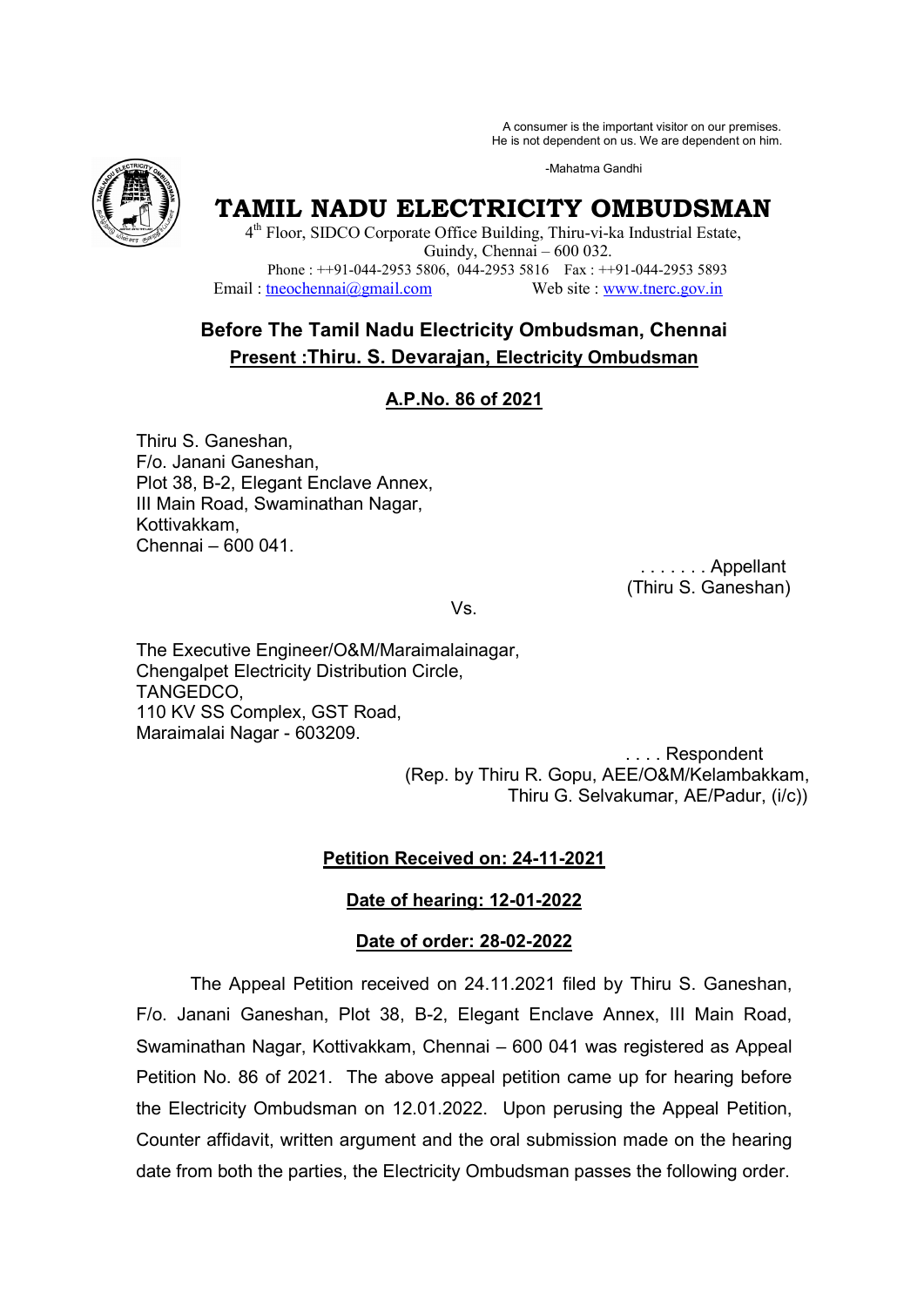A consumer is the important visitor on our premises.
He is not dependent on us. We are dependent on him.

-Mahatma Gandhi

# TAMIL NADU ELECTRICITY OMBUDSMAN

4th Floor, SIDCO Corporate Office Building, Thiru-vi-ka Industrial Estate,
Guindy, Chennai – 600 032.
Phone : ++91-044-2953 5806, 044-2953 5816 Fax : ++91-044-2953 5893
Email : tneochennai@gmail.com Web site : www.tnerc.gov.in

## Before The Tamil Nadu Electricity Ombudsman, Chennai

**Present :Thiru. S. Devarajan, Electricity Ombudsman**

**A.P.No. 86 of 2021**

Thiru S. Ganeshan,
F/o. Janani Ganeshan,
Plot 38, B-2, Elegant Enclave Annex,
III Main Road, Swaminathan Nagar,
Kottivakkam,
Chennai – 600 041.

. . . . . . . Appellant
(Thiru S. Ganeshan)

Vs.

The Executive Engineer/O&M/Maraimalainagar,
Chengalpet Electricity Distribution Circle,
TANGEDCO,
110 KV SS Complex, GST Road,
Maraimalai Nagar - 603209.

. . . . Respondent
(Rep. by Thiru R. Gopu, AEE/O&M/Kelambakkam,
Thiru G. Selvakumar, AE/Padur, (i/c))

**Petition Received on: 24-11-2021**

**Date of hearing: 12-01-2022**

**Date of order: 28-02-2022**

The Appeal Petition received on 24.11.2021 filed by Thiru S. Ganeshan, F/o. Janani Ganeshan, Plot 38, B-2, Elegant Enclave Annex, III Main Road, Swaminathan Nagar, Kottivakkam, Chennai – 600 041 was registered as Appeal Petition No. 86 of 2021. The above appeal petition came up for hearing before the Electricity Ombudsman on 12.01.2022. Upon perusing the Appeal Petition, Counter affidavit, written argument and the oral submission made on the hearing date from both the parties, the Electricity Ombudsman passes the following order.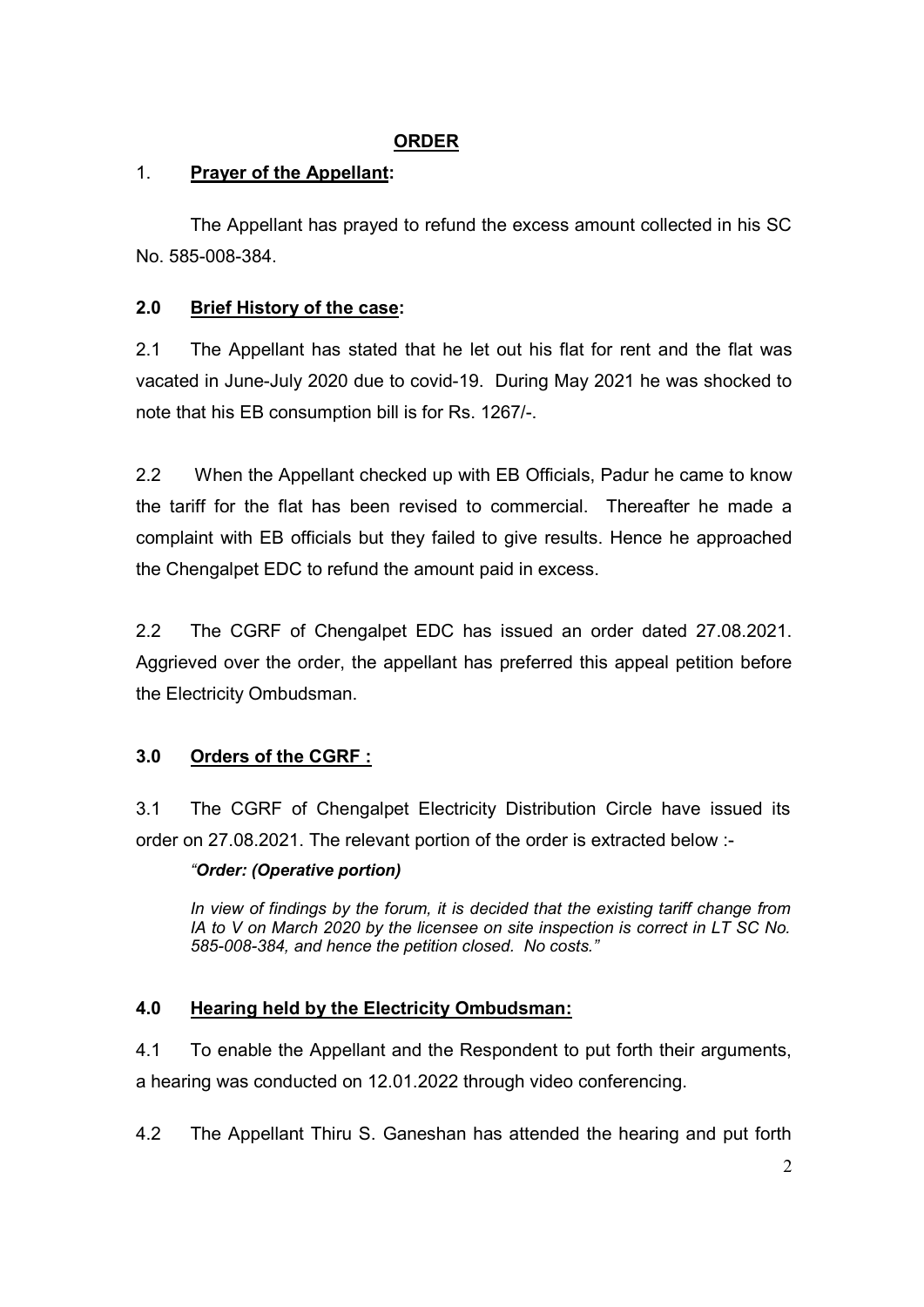## ORDER

### 1. **Prayer of the Appellant:**

The Appellant has prayed to refund the excess amount collected in his SC No. 585-008-384.

### 2.0 **Brief History of the case:**

2.1 The Appellant has stated that he let out his flat for rent and the flat was vacated in June-July 2020 due to covid-19. During May 2021 he was shocked to note that his EB consumption bill is for Rs. 1267/-.

2.2 When the Appellant checked up with EB Officials, Padur he came to know the tariff for the flat has been revised to commercial. Thereafter he made a complaint with EB officials but they failed to give results. Hence he approached the Chengalpet EDC to refund the amount paid in excess.

2.2 The CGRF of Chengalpet EDC has issued an order dated 27.08.2021. Aggrieved over the order, the appellant has preferred this appeal petition before the Electricity Ombudsman.

### 3.0 **Orders of the CGRF :**

3.1 The CGRF of Chengalpet Electricity Distribution Circle have issued its order on 27.08.2021. The relevant portion of the order is extracted below :-

> *"**Order: (Operative portion)***
>
> *In view of findings by the forum, it is decided that the existing tariff change from IA to V on March 2020 by the licensee on site inspection is correct in LT SC No. 585-008-384, and hence the petition closed. No costs."*

### 4.0 **Hearing held by the Electricity Ombudsman:**

4.1 To enable the Appellant and the Respondent to put forth their arguments, a hearing was conducted on 12.01.2022 through video conferencing.

4.2 The Appellant Thiru S. Ganeshan has attended the hearing and put forth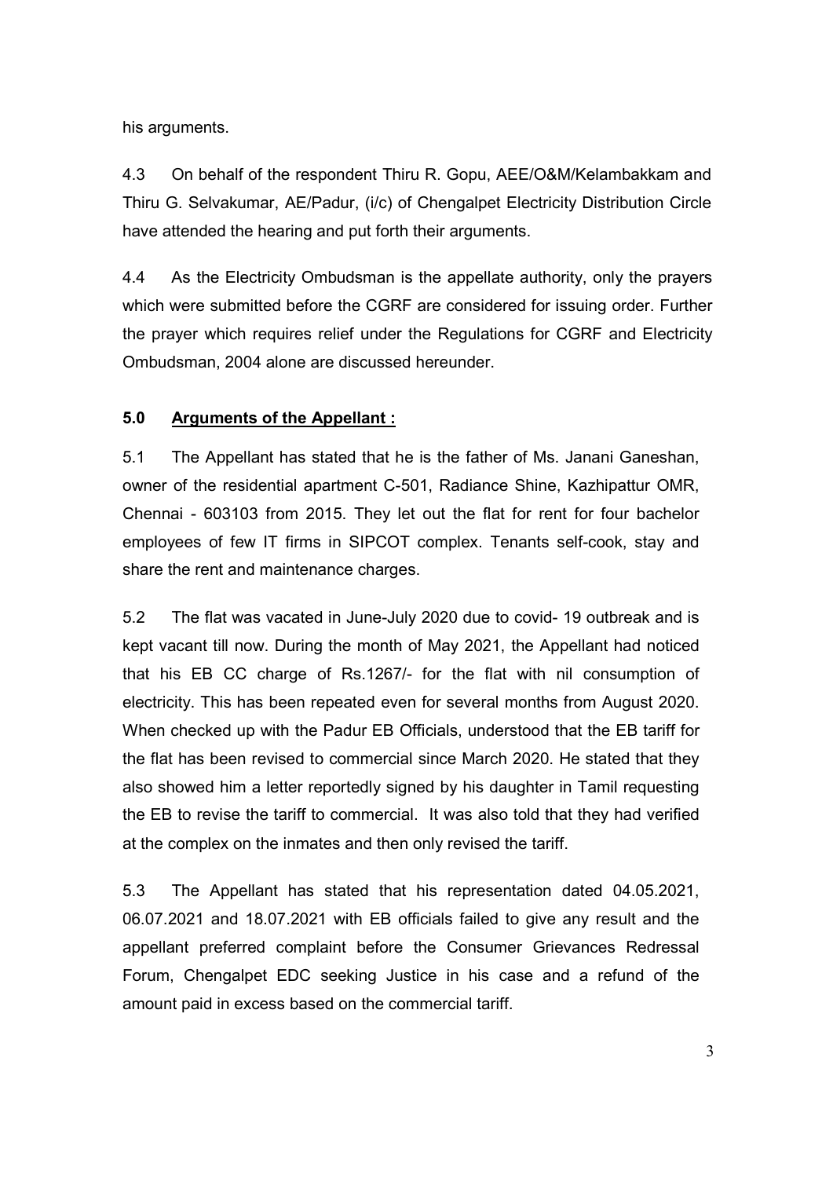his arguments.

4.3 On behalf of the respondent Thiru R. Gopu, AEE/O&M/Kelambakkam and Thiru G. Selvakumar, AE/Padur, (i/c) of Chengalpet Electricity Distribution Circle have attended the hearing and put forth their arguments.

4.4 As the Electricity Ombudsman is the appellate authority, only the prayers which were submitted before the CGRF are considered for issuing order. Further the prayer which requires relief under the Regulations for CGRF and Electricity Ombudsman, 2004 alone are discussed hereunder.

## 5.0 <u>Arguments of the Appellant :</u>

5.1 The Appellant has stated that he is the father of Ms. Janani Ganeshan, owner of the residential apartment C-501, Radiance Shine, Kazhipattur OMR, Chennai - 603103 from 2015. They let out the flat for rent for four bachelor employees of few IT firms in SIPCOT complex. Tenants self-cook, stay and share the rent and maintenance charges.

5.2 The flat was vacated in June-July 2020 due to covid- 19 outbreak and is kept vacant till now. During the month of May 2021, the Appellant had noticed that his EB CC charge of Rs.1267/- for the flat with nil consumption of electricity. This has been repeated even for several months from August 2020. When checked up with the Padur EB Officials, understood that the EB tariff for the flat has been revised to commercial since March 2020. He stated that they also showed him a letter reportedly signed by his daughter in Tamil requesting the EB to revise the tariff to commercial. It was also told that they had verified at the complex on the inmates and then only revised the tariff.

5.3 The Appellant has stated that his representation dated 04.05.2021, 06.07.2021 and 18.07.2021 with EB officials failed to give any result and the appellant preferred complaint before the Consumer Grievances Redressal Forum, Chengalpet EDC seeking Justice in his case and a refund of the amount paid in excess based on the commercial tariff.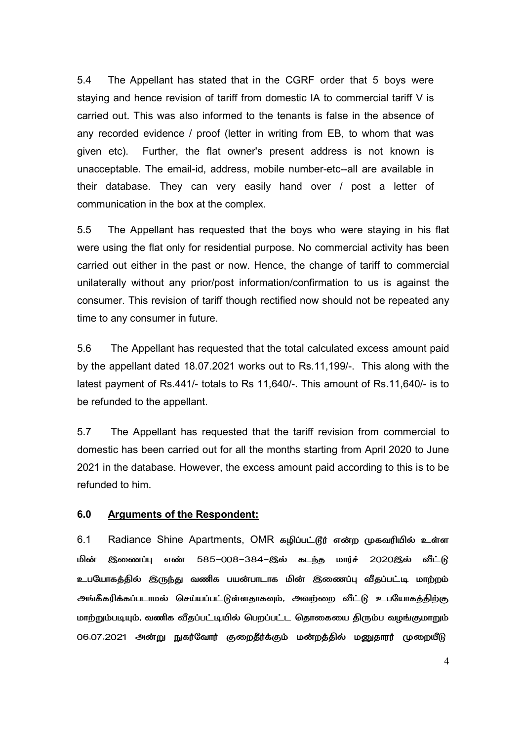5.4 The Appellant has stated that in the CGRF order that 5 boys were staying and hence revision of tariff from domestic IA to commercial tariff V is carried out. This was also informed to the tenants is false in the absence of any recorded evidence / proof (letter in writing from EB, to whom that was given etc). Further, the flat owner's present address is not known is unacceptable. The email-id, address, mobile number-etc--all are available in their database. They can very easily hand over / post a letter of communication in the box at the complex.

5.5 The Appellant has requested that the boys who were staying in his flat were using the flat only for residential purpose. No commercial activity has been carried out either in the past or now. Hence, the change of tariff to commercial unilaterally without any prior/post information/confirmation to us is against the consumer. This revision of tariff though rectified now should not be repeated any time to any consumer in future.

5.6 The Appellant has requested that the total calculated excess amount paid by the appellant dated 18.07.2021 works out to Rs.11,199/-. This along with the latest payment of Rs.441/- totals to Rs 11,640/-. This amount of Rs.11,640/- is to be refunded to the appellant.

5.7 The Appellant has requested that the tariff revision from commercial to domestic has been carried out for all the months starting from April 2020 to June 2021 in the database. However, the excess amount paid according to this is to be refunded to him.

## 6.0 Arguments of the Respondent:

6.1 Radiance Shine Apartments, OMR கழிப்பட்டூர் என்ற முகவரியில் உள்ள மின் இணைப்பு எண் 585-008-384-இல் கடந்த மார்ச் 2020இல் வீட்டு உபயோகத்தில் இருந்து வணிக பயன்பாடாக மின் இணைப்பு வீதப்பட்டி மாற்றம் அங்கீகரிக்கப்படாமல் செய்யப்பட்டுள்ளதாகவும், அவற்றை வீட்டு உபயோகத்திற்கு மாற்றும்படியும், வணிக வீதப்பட்டியில் பெறப்பட்ட தொகையை திரும்ப வழங்குமாறும் 06.07.2021 அன்று நுகர்வோர் குறைதீர்க்கும் மன்றத்தில் மனுதாரர் முறையீடு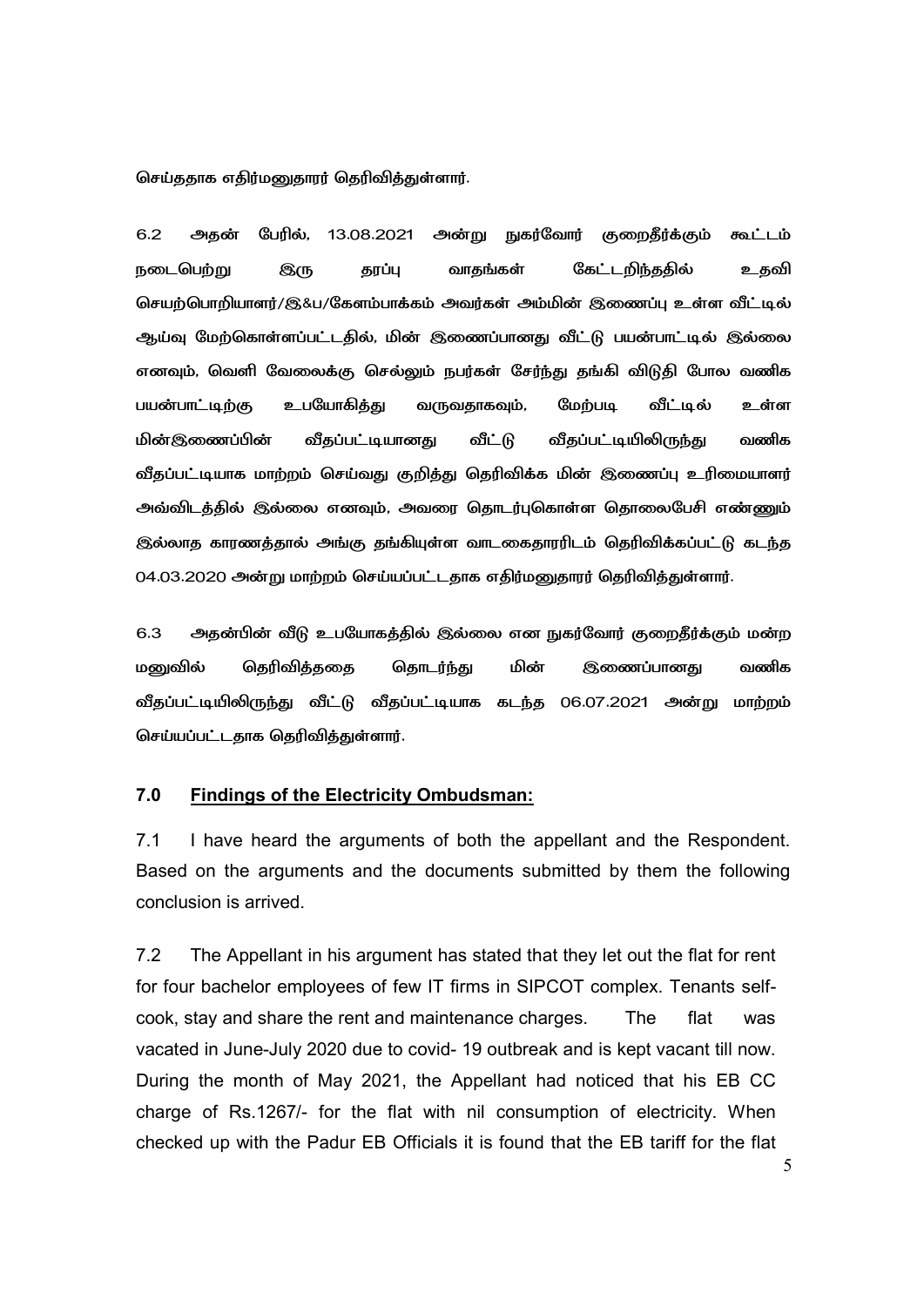செய்ததாக எதிர்மனுதாரர் தெரிவித்துள்ளார்.

6.2 அதன் பேரில், 13.08.2021 அன்று நுகர்வோர் குறைதீர்க்கும் கூட்டம் நடைபெற்று இரு தரப்பு வாதங்கள் கேட்டறிந்ததில் உதவி செயற்பொறியாளர்/இ&ப/கேளம்பாக்கம் அவர்கள் அம்மின் இணைப்பு உள்ள வீட்டில் ஆய்வு மேற்கொள்ளப்பட்டதில், மின் இணைப்பானது வீட்டு பயன்பாட்டில் இல்லை எனவும், வெளி வேலைக்கு செல்லும் நபர்கள் சேர்ந்து தங்கி விடுதி போல வணிக பயன்பாட்டிற்கு உபயோகித்து வருவதாகவும், மேற்படி வீட்டில் உள்ள மின்இணைப்பின் வீதப்பட்டியானது வீட்டு வீதப்பட்டியிலிருந்து வணிக வீதப்பட்டியாக மாற்றம் செய்வது குறித்து தெரிவிக்க மின் இணைப்பு உரிமையாளர் அவ்விடத்தில் இல்லை எனவும், அவரை தொடர்புகொள்ள தொலைபேசி எண்ணும் இல்லாத காரணத்தால் அங்கு தங்கியுள்ள வாடகைதாரரிடம் தெரிவிக்கப்பட்டு கடந்த 04.03.2020 அன்று மாற்றம் செய்யப்பட்டதாக எதிர்மனுதாரர் தெரிவித்துள்ளார்.

6.3 அதன்பின் வீடு உபயோகத்தில் இல்லை என நுகர்வோர் குறைதீர்க்கும் மன்ற மனுவில் தெரிவித்ததை தொடர்ந்து மின் இணைப்பானது வணிக வீதப்பட்டியிலிருந்து வீட்டு வீதப்பட்டியாக கடந்த 06.07.2021 அன்று மாற்றம் செய்யப்பட்டதாக தெரிவித்துள்ளார்.

## 7.0 Findings of the Electricity Ombudsman:

7.1 I have heard the arguments of both the appellant and the Respondent. Based on the arguments and the documents submitted by them the following conclusion is arrived.

7.2 The Appellant in his argument has stated that they let out the flat for rent for four bachelor employees of few IT firms in SIPCOT complex. Tenants self-cook, stay and share the rent and maintenance charges. The flat was vacated in June-July 2020 due to covid- 19 outbreak and is kept vacant till now. During the month of May 2021, the Appellant had noticed that his EB CC charge of Rs.1267/- for the flat with nil consumption of electricity. When checked up with the Padur EB Officials it is found that the EB tariff for the flat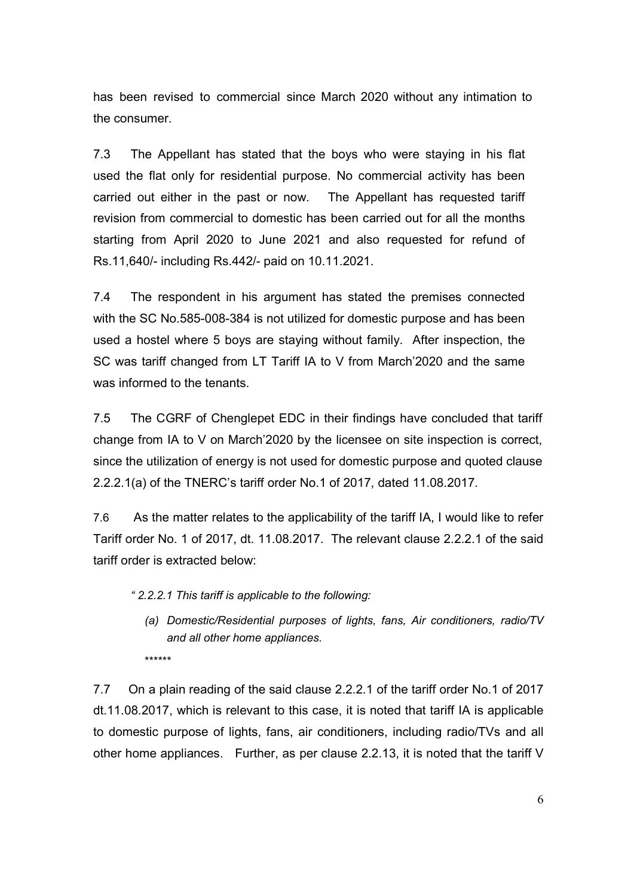has been revised to commercial since March 2020 without any intimation to the consumer.

7.3 The Appellant has stated that the boys who were staying in his flat used the flat only for residential purpose. No commercial activity has been carried out either in the past or now. The Appellant has requested tariff revision from commercial to domestic has been carried out for all the months starting from April 2020 to June 2021 and also requested for refund of Rs.11,640/- including Rs.442/- paid on 10.11.2021.

7.4 The respondent in his argument has stated the premises connected with the SC No.585-008-384 is not utilized for domestic purpose and has been used a hostel where 5 boys are staying without family. After inspection, the SC was tariff changed from LT Tariff IA to V from March'2020 and the same was informed to the tenants.

7.5 The CGRF of Chenglepet EDC in their findings have concluded that tariff change from IA to V on March'2020 by the licensee on site inspection is correct, since the utilization of energy is not used for domestic purpose and quoted clause 2.2.2.1(a) of the TNERC's tariff order No.1 of 2017, dated 11.08.2017.

7.6 As the matter relates to the applicability of the tariff IA, I would like to refer Tariff order No. 1 of 2017, dt. 11.08.2017. The relevant clause 2.2.2.1 of the said tariff order is extracted below:

> *" 2.2.2.1 This tariff is applicable to the following:*
>
> *(a) Domestic/Residential purposes of lights, fans, Air conditioners, radio/TV and all other home appliances.*
>
> *******

7.7 On a plain reading of the said clause 2.2.2.1 of the tariff order No.1 of 2017 dt.11.08.2017, which is relevant to this case, it is noted that tariff IA is applicable to domestic purpose of lights, fans, air conditioners, including radio/TVs and all other home appliances. Further, as per clause 2.2.13, it is noted that the tariff V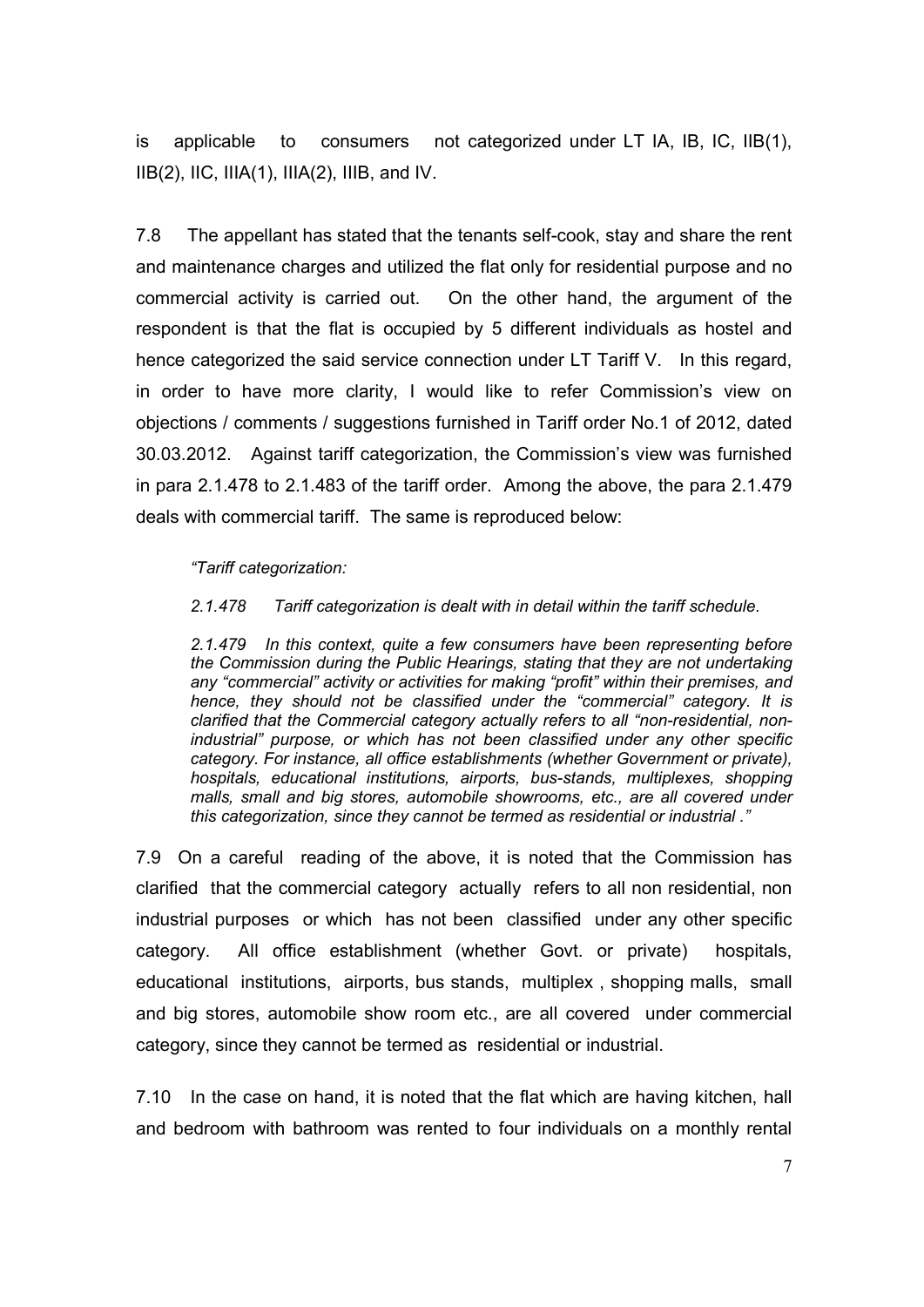is applicable to consumers not categorized under LT IA, IB, IC, IIB(1), IIB(2), IIC, IIIA(1), IIIA(2), IIIB, and IV.

7.8 The appellant has stated that the tenants self-cook, stay and share the rent and maintenance charges and utilized the flat only for residential purpose and no commercial activity is carried out. On the other hand, the argument of the respondent is that the flat is occupied by 5 different individuals as hostel and hence categorized the said service connection under LT Tariff V. In this regard, in order to have more clarity, I would like to refer Commission's view on objections / comments / suggestions furnished in Tariff order No.1 of 2012, dated 30.03.2012. Against tariff categorization, the Commission's view was furnished in para 2.1.478 to 2.1.483 of the tariff order. Among the above, the para 2.1.479 deals with commercial tariff. The same is reproduced below:

> *"Tariff categorization:*
>
> *2.1.478 Tariff categorization is dealt with in detail within the tariff schedule.*
>
> *2.1.479 In this context, quite a few consumers have been representing before the Commission during the Public Hearings, stating that they are not undertaking any "commercial" activity or activities for making "profit" within their premises, and hence, they should not be classified under the "commercial" category. It is clarified that the Commercial category actually refers to all "non-residential, non-industrial" purpose, or which has not been classified under any other specific category. For instance, all office establishments (whether Government or private), hospitals, educational institutions, airports, bus-stands, multiplexes, shopping malls, small and big stores, automobile showrooms, etc., are all covered under this categorization, since they cannot be termed as residential or industrial ."*

7.9 On a careful reading of the above, it is noted that the Commission has clarified that the commercial category actually refers to all non residential, non industrial purposes or which has not been classified under any other specific category. All office establishment (whether Govt. or private) hospitals, educational institutions, airports, bus stands, multiplex , shopping malls, small and big stores, automobile show room etc., are all covered under commercial category, since they cannot be termed as residential or industrial.

7.10 In the case on hand, it is noted that the flat which are having kitchen, hall and bedroom with bathroom was rented to four individuals on a monthly rental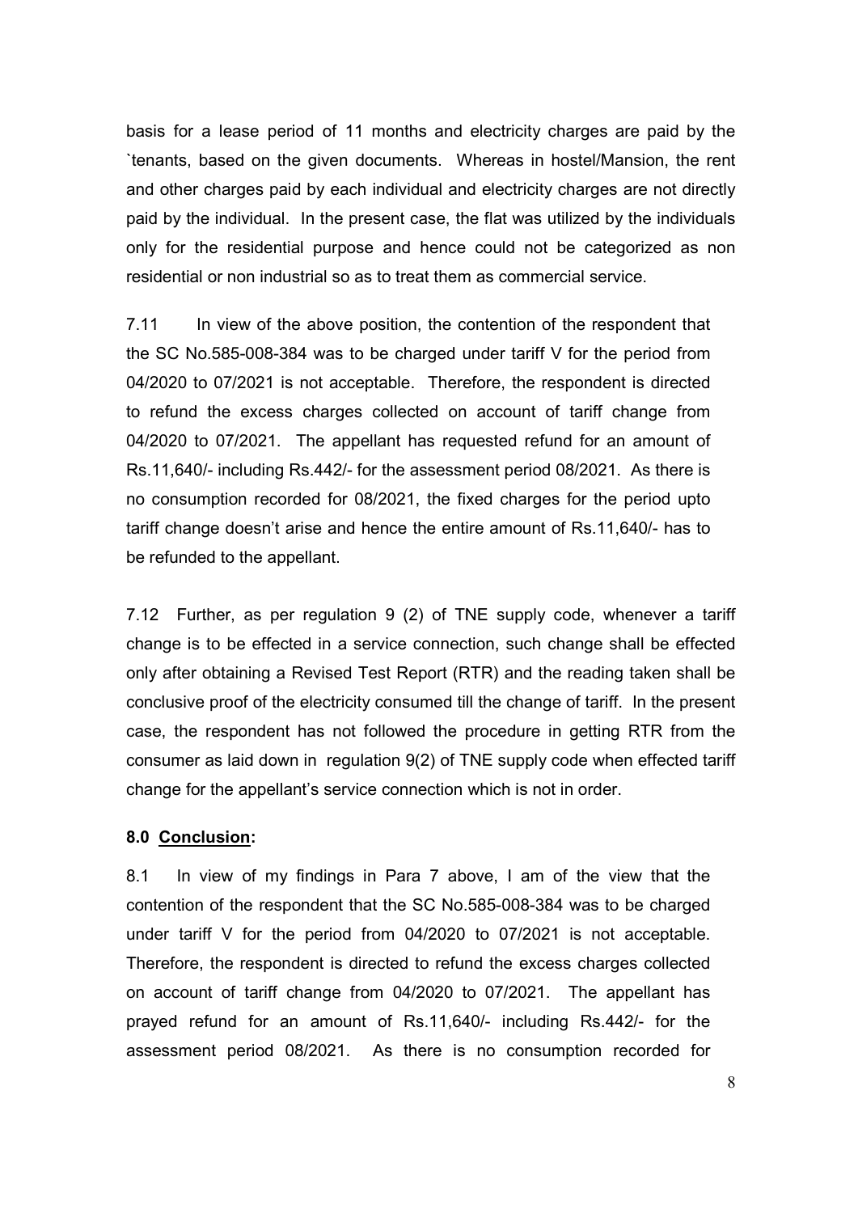basis for a lease period of 11 months and electricity charges are paid by the `tenants, based on the given documents. Whereas in hostel/Mansion, the rent and other charges paid by each individual and electricity charges are not directly paid by the individual. In the present case, the flat was utilized by the individuals only for the residential purpose and hence could not be categorized as non residential or non industrial so as to treat them as commercial service.

7.11 In view of the above position, the contention of the respondent that the SC No.585-008-384 was to be charged under tariff V for the period from 04/2020 to 07/2021 is not acceptable. Therefore, the respondent is directed to refund the excess charges collected on account of tariff change from 04/2020 to 07/2021. The appellant has requested refund for an amount of Rs.11,640/- including Rs.442/- for the assessment period 08/2021. As there is no consumption recorded for 08/2021, the fixed charges for the period upto tariff change doesn't arise and hence the entire amount of Rs.11,640/- has to be refunded to the appellant.

7.12 Further, as per regulation 9 (2) of TNE supply code, whenever a tariff change is to be effected in a service connection, such change shall be effected only after obtaining a Revised Test Report (RTR) and the reading taken shall be conclusive proof of the electricity consumed till the change of tariff. In the present case, the respondent has not followed the procedure in getting RTR from the consumer as laid down in regulation 9(2) of TNE supply code when effected tariff change for the appellant's service connection which is not in order.

**8.0 Conclusion:**

8.1 In view of my findings in Para 7 above, I am of the view that the contention of the respondent that the SC No.585-008-384 was to be charged under tariff V for the period from 04/2020 to 07/2021 is not acceptable. Therefore, the respondent is directed to refund the excess charges collected on account of tariff change from 04/2020 to 07/2021. The appellant has prayed refund for an amount of Rs.11,640/- including Rs.442/- for the assessment period 08/2021. As there is no consumption recorded for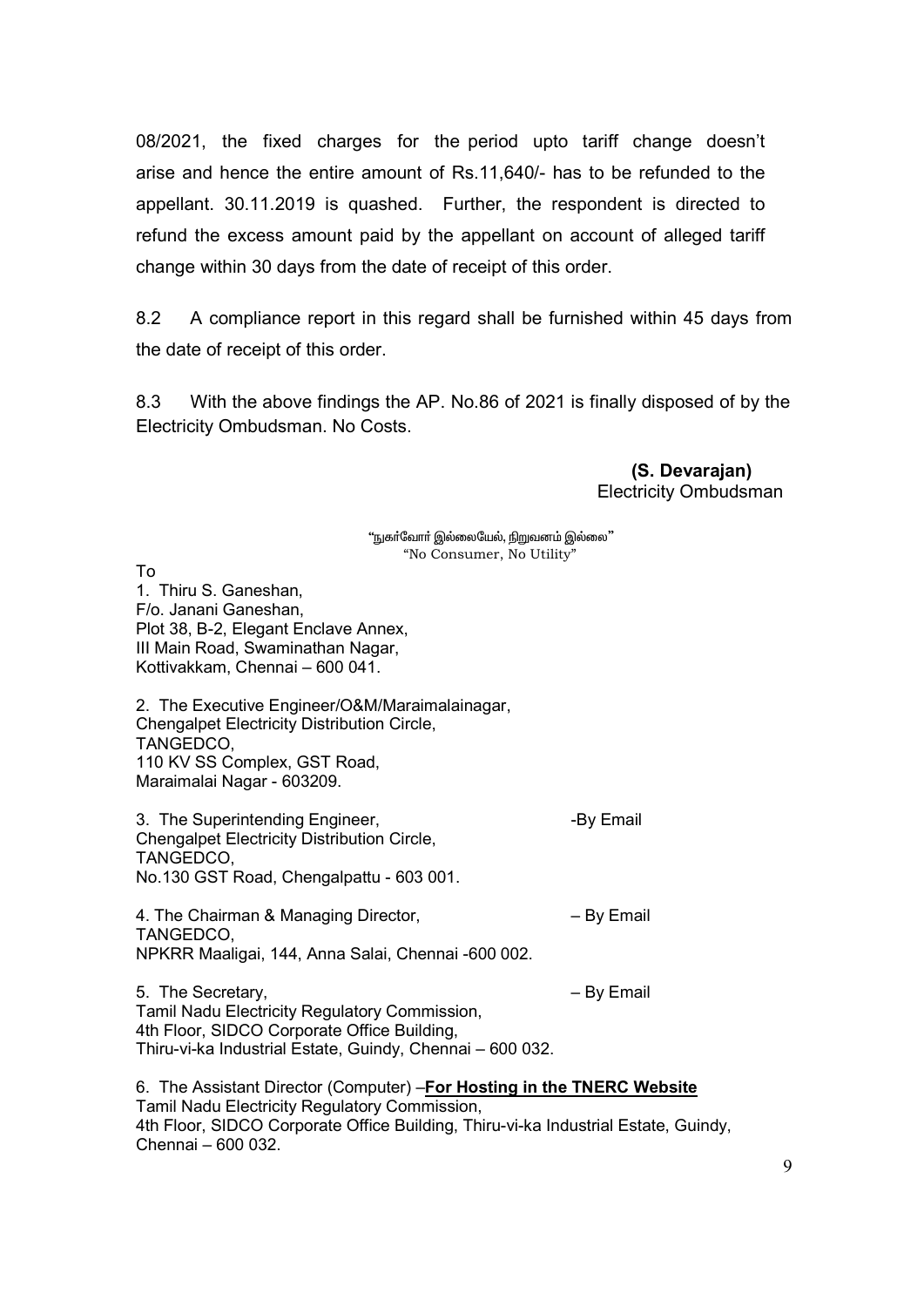08/2021, the fixed charges for the period upto tariff change doesn't arise and hence the entire amount of Rs.11,640/- has to be refunded to the appellant. 30.11.2019 is quashed. Further, the respondent is directed to refund the excess amount paid by the appellant on account of alleged tariff change within 30 days from the date of receipt of this order.

8.2 A compliance report in this regard shall be furnished within 45 days from the date of receipt of this order.

8.3 With the above findings the AP. No.86 of 2021 is finally disposed of by the Electricity Ombudsman. No Costs.

**(S. Devarajan)**
Electricity Ombudsman

"நுகர்வோர் இல்லையேல், நிறுவனம் இல்லை"
"No Consumer, No Utility"

To

1. Thiru S. Ganeshan,
F/o. Janani Ganeshan,
Plot 38, B-2, Elegant Enclave Annex,
III Main Road, Swaminathan Nagar,
Kottivakkam, Chennai – 600 041.

2. The Executive Engineer/O&M/Maraimalainagar,
Chengalpet Electricity Distribution Circle,
TANGEDCO,
110 KV SS Complex, GST Road,
Maraimalai Nagar - 603209.

3. The Superintending Engineer, -By Email
Chengalpet Electricity Distribution Circle,
TANGEDCO,
No.130 GST Road, Chengalpattu - 603 001.

4. The Chairman & Managing Director, – By Email
TANGEDCO,
NPKRR Maaligai, 144, Anna Salai, Chennai -600 002.

5. The Secretary, – By Email
Tamil Nadu Electricity Regulatory Commission,
4th Floor, SIDCO Corporate Office Building,
Thiru-vi-ka Industrial Estate, Guindy, Chennai – 600 032.

6. The Assistant Director (Computer) –**For Hosting in the TNERC Website**
Tamil Nadu Electricity Regulatory Commission,
4th Floor, SIDCO Corporate Office Building, Thiru-vi-ka Industrial Estate, Guindy, Chennai – 600 032.